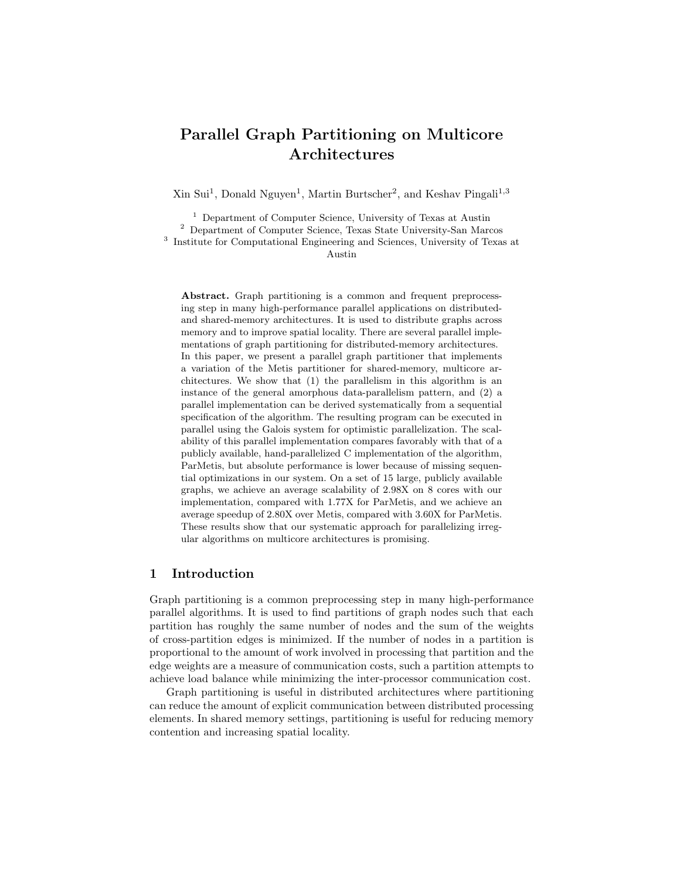# Parallel Graph Partitioning on Multicore Architectures

Xin Sui[1], Donald Nguyen[1], Martin Burtscher[2], and Keshav Pingali[1,3]

[1] Department of Computer Science, University of Texas at Austin
[2] Department of Computer Science, Texas State University-San Marcos
[3] Institute for Computational Engineering and Sciences, University of Texas at Austin

**Abstract.** Graph partitioning is a common and frequent preprocessing step in many high-performance parallel applications on distributed- and shared-memory architectures. It is used to distribute graphs across memory and to improve spatial locality. There are several parallel implementations of graph partitioning for distributed-memory architectures. In this paper, we present a parallel graph partitioner that implements a variation of the Metis partitioner for shared-memory, multicore architectures. We show that (1) the parallelism in this algorithm is an instance of the general amorphous data-parallelism pattern, and (2) a parallel implementation can be derived systematically from a sequential specification of the algorithm. The resulting program can be executed in parallel using the Galois system for optimistic parallelization. The scalability of this parallel implementation compares favorably with that of a publicly available, hand-parallelized C implementation of the algorithm, ParMetis, but absolute performance is lower because of missing sequential optimizations in our system. On a set of 15 large, publicly available graphs, we achieve an average scalability of 2.98X on 8 cores with our implementation, compared with 1.77X for ParMetis, and we achieve an average speedup of 2.80X over Metis, compared with 3.60X for ParMetis. These results show that our systematic approach for parallelizing irregular algorithms on multicore architectures is promising.

## 1 Introduction

Graph partitioning is a common preprocessing step in many high-performance parallel algorithms. It is used to find partitions of graph nodes such that each partition has roughly the same number of nodes and the sum of the weights of cross-partition edges is minimized. If the number of nodes in a partition is proportional to the amount of work involved in processing that partition and the edge weights are a measure of communication costs, such a partition attempts to achieve load balance while minimizing the inter-processor communication cost.

Graph partitioning is useful in distributed architectures where partitioning can reduce the amount of explicit communication between distributed processing elements. In shared memory settings, partitioning is useful for reducing memory contention and increasing spatial locality.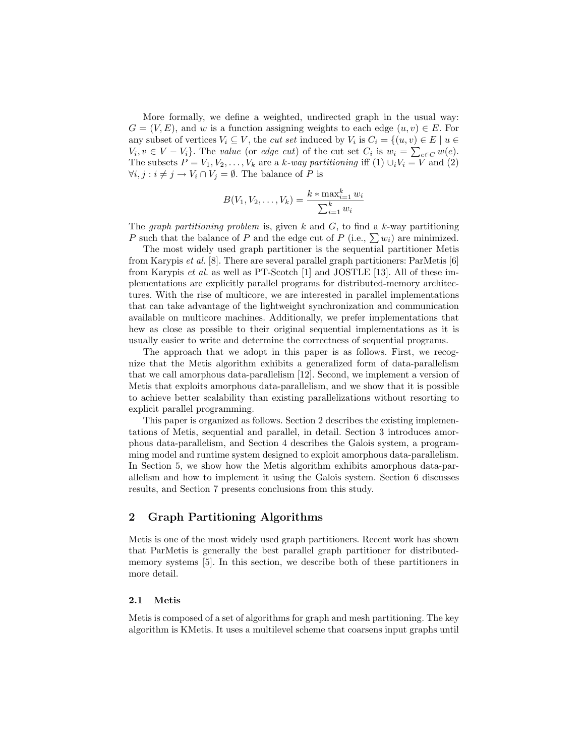More formally, we define a weighted, undirected graph in the usual way: $G = (V, E)$, and $w$ is a function assigning weights to each edge $(u, v) \in E$. For any subset of vertices $V_i \subseteq V$, the *cut set* induced by $V_i$ is $C_i = \{(u, v) \in E \mid u \in V_i, v \in V - V_i\}$. The *value* (or *edge cut*) of the cut set $C_i$ is $w_i = \sum_{e \in C} w(e)$. The subsets $P = V_1, V_2, \ldots, V_k$ are a *k-way partitioning* iff (1) $\cup_i V_i = V$ and (2) $\forall i, j : i \neq j \rightarrow V_i \cap V_j = \emptyset$. The balance of $P$ is

$$B(V_1, V_2, \ldots, V_k) = \frac{k * \max_{i=1}^{k} w_i}{\sum_{i=1}^{k} w_i}$$

The *graph partitioning problem* is, given $k$ and $G$, to find a $k$-way partitioning $P$ such that the balance of $P$ and the edge cut of $P$ (i.e., $\sum w_i$) are minimized.

The most widely used graph partitioner is the sequential partitioner Metis from Karypis *et al.* [8]. There are several parallel graph partitioners: ParMetis [6] from Karypis *et al.* as well as PT-Scotch [1] and JOSTLE [13]. All of these implementations are explicitly parallel programs for distributed-memory architectures. With the rise of multicore, we are interested in parallel implementations that can take advantage of the lightweight synchronization and communication available on multicore machines. Additionally, we prefer implementations that hew as close as possible to their original sequential implementations as it is usually easier to write and determine the correctness of sequential programs.

The approach that we adopt in this paper is as follows. First, we recognize that the Metis algorithm exhibits a generalized form of data-parallelism that we call amorphous data-parallelism [12]. Second, we implement a version of Metis that exploits amorphous data-parallelism, and we show that it is possible to achieve better scalability than existing parallelizations without resorting to explicit parallel programming.

This paper is organized as follows. Section 2 describes the existing implementations of Metis, sequential and parallel, in detail. Section 3 introduces amorphous data-parallelism, and Section 4 describes the Galois system, a programming model and runtime system designed to exploit amorphous data-parallelism. In Section 5, we show how the Metis algorithm exhibits amorphous data-parallelism and how to implement it using the Galois system. Section 6 discusses results, and Section 7 presents conclusions from this study.

## 2 Graph Partitioning Algorithms

Metis is one of the most widely used graph partitioners. Recent work has shown that ParMetis is generally the best parallel graph partitioner for distributed-memory systems [5]. In this section, we describe both of these partitioners in more detail.

### 2.1 Metis

Metis is composed of a set of algorithms for graph and mesh partitioning. The key algorithm is KMetis. It uses a multilevel scheme that coarsens input graphs until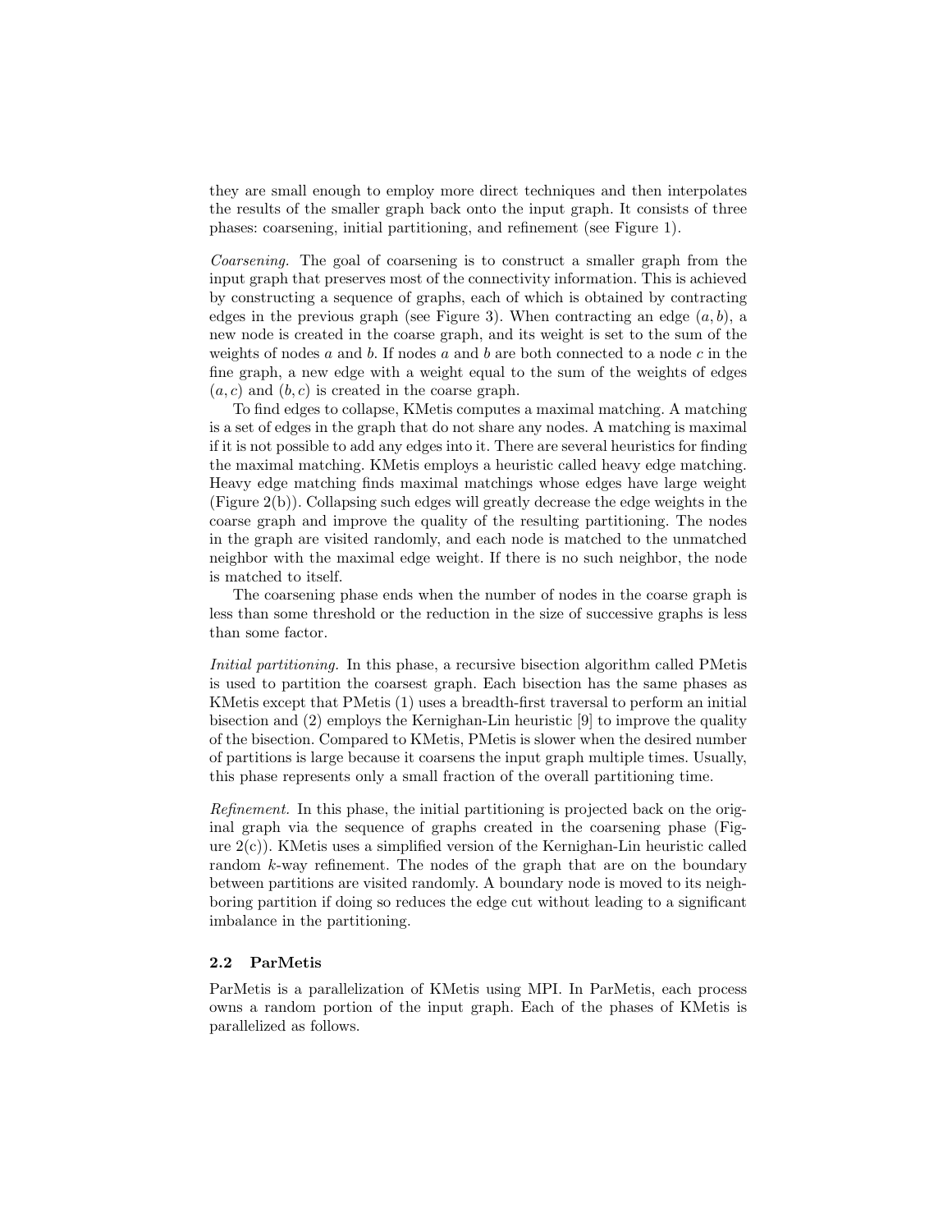they are small enough to employ more direct techniques and then interpolates the results of the smaller graph back onto the input graph. It consists of three phases: coarsening, initial partitioning, and refinement (see Figure 1).

*Coarsening.* The goal of coarsening is to construct a smaller graph from the input graph that preserves most of the connectivity information. This is achieved by constructing a sequence of graphs, each of which is obtained by contracting edges in the previous graph (see Figure 3). When contracting an edge $(a, b)$, a new node is created in the coarse graph, and its weight is set to the sum of the weights of nodes $a$ and $b$. If nodes $a$ and $b$ are both connected to a node $c$ in the fine graph, a new edge with a weight equal to the sum of the weights of edges $(a, c)$ and $(b, c)$ is created in the coarse graph.

To find edges to collapse, KMetis computes a maximal matching. A matching is a set of edges in the graph that do not share any nodes. A matching is maximal if it is not possible to add any edges into it. There are several heuristics for finding the maximal matching. KMetis employs a heuristic called heavy edge matching. Heavy edge matching finds maximal matchings whose edges have large weight (Figure 2(b)). Collapsing such edges will greatly decrease the edge weights in the coarse graph and improve the quality of the resulting partitioning. The nodes in the graph are visited randomly, and each node is matched to the unmatched neighbor with the maximal edge weight. If there is no such neighbor, the node is matched to itself.

The coarsening phase ends when the number of nodes in the coarse graph is less than some threshold or the reduction in the size of successive graphs is less than some factor.

*Initial partitioning.* In this phase, a recursive bisection algorithm called PMetis is used to partition the coarsest graph. Each bisection has the same phases as KMetis except that PMetis (1) uses a breadth-first traversal to perform an initial bisection and (2) employs the Kernighan-Lin heuristic [9] to improve the quality of the bisection. Compared to KMetis, PMetis is slower when the desired number of partitions is large because it coarsens the input graph multiple times. Usually, this phase represents only a small fraction of the overall partitioning time.

*Refinement.* In this phase, the initial partitioning is projected back on the original graph via the sequence of graphs created in the coarsening phase (Figure 2(c)). KMetis uses a simplified version of the Kernighan-Lin heuristic called random $k$-way refinement. The nodes of the graph that are on the boundary between partitions are visited randomly. A boundary node is moved to its neighboring partition if doing so reduces the edge cut without leading to a significant imbalance in the partitioning.

### 2.2 ParMetis

ParMetis is a parallelization of KMetis using MPI. In ParMetis, each process owns a random portion of the input graph. Each of the phases of KMetis is parallelized as follows.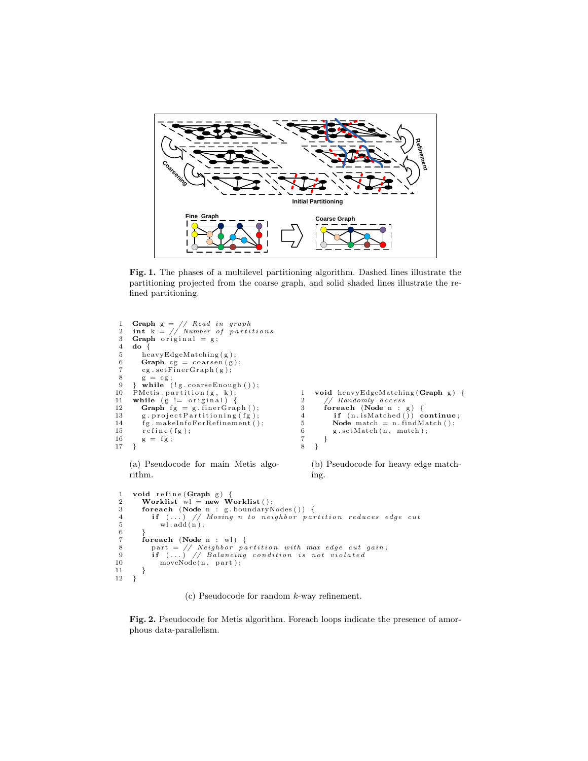**Fig. 1.** The phases of a multilevel partitioning algorithm. Dashed lines illustrate the partitioning projected from the coarse graph, and solid shaded lines illustrate the refined partitioning.

```
1  Graph g = // Read in graph
2  int k = // Number of partitions
3  Graph original = g;
4  do {
5    heavyEdgeMatching(g);
6    Graph cg = coarsen(g);
7    cg.setFinerGraph(g);
8    g = cg;
9  } while (!g.coarseEnough());
10 PMetis.partition(g, k);
11 while (g != original) {
12   Graph fg = g.finerGraph();
13   g.projectPartitioning(fg);
14   fg.makeInfoForRefinement();
15   refine(fg);
16   g = fg;
17 }
```

(a) Pseudocode for main Metis algorithm.

```
1  void heavyEdgeMatching(Graph g) {
2    // Randomly access
3    foreach (Node n : g) {
4      if (n.isMatched()) continue;
5      Node match = n.findMatch();
6      g.setMatch(n, match);
7    }
8  }
```

(b) Pseudocode for heavy edge matching.

```
1  void refine(Graph g) {
2    Worklist wl = new Worklist();
3    foreach (Node n : g.boundaryNodes()) {
4      if (...) // Moving n to neighbor partition reduces edge cut
5        wl.add(n);
6    }
7    foreach (Node n : wl) {
8      part = // Neighbor partition with max edge cut gain;
9      if (...) // Balancing condition is not violated
10       moveNode(n, part);
11   }
12 }
```

(c) Pseudocode for random $k$-way refinement.

**Fig. 2.** Pseudocode for Metis algorithm. Foreach loops indicate the presence of amorphous data-parallelism.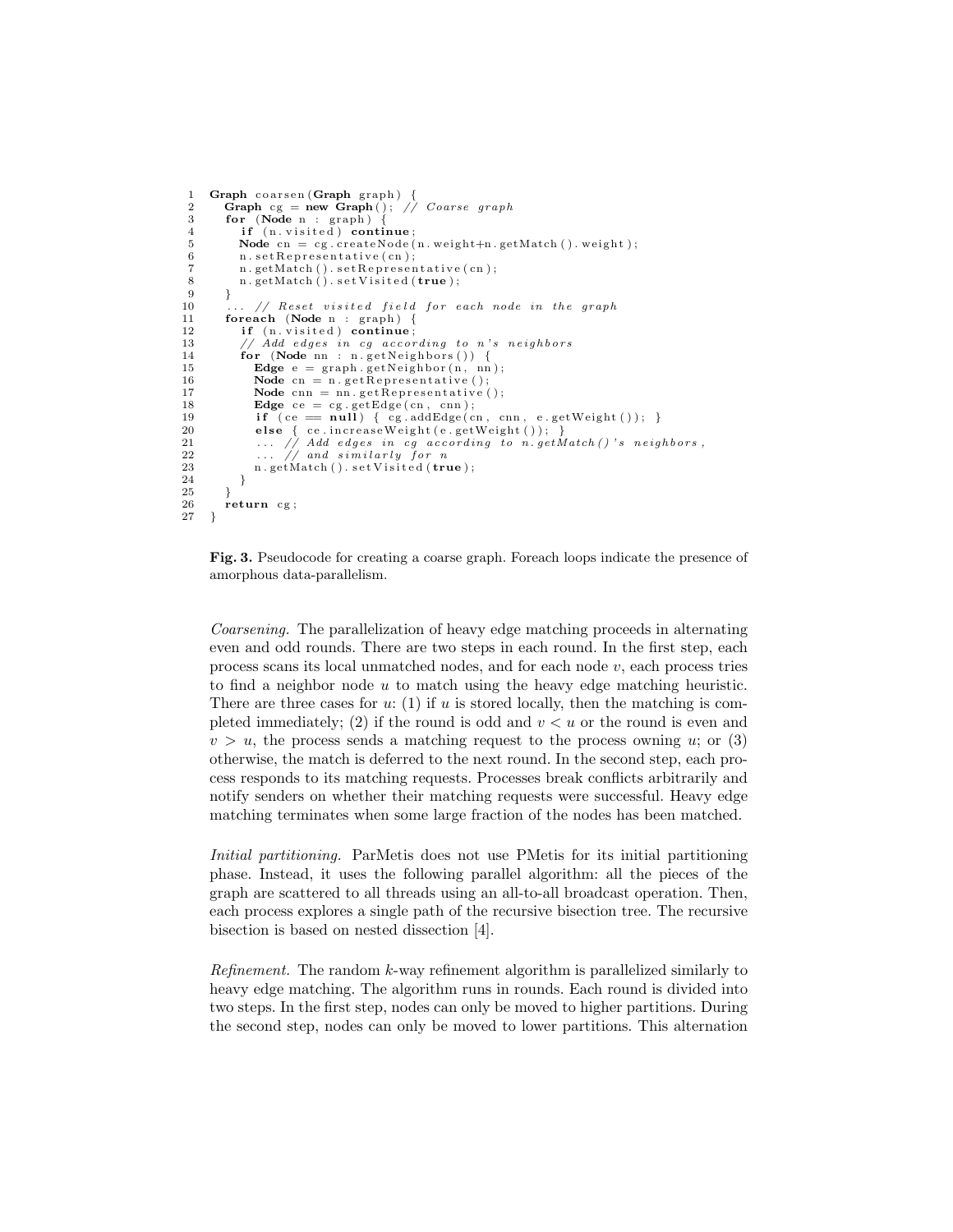```
1  Graph coarsen(Graph graph) {
2    Graph cg = new Graph(); // Coarse graph
3    for (Node n : graph) {
4      if (n.visited) continue;
5      Node cn = cg.createNode(n.weight+n.getMatch().weight);
6      n.setRepresentative(cn);
7      n.getMatch().setRepresentative(cn);
8      n.getMatch().setVisited(true);
9    }
10   ... // Reset visited field for each node in the graph
11   foreach (Node n : graph) {
12     if (n.visited) continue;
13     // Add edges in cg according to n's neighbors
14     for (Node nn : n.getNeighbors()) {
15       Edge e = graph.getNeighbor(n, nn);
16       Node cn = n.getRepresentative();
17       Node cnn = nn.getRepresentative();
18       Edge ce = cg.getEdge(cn, cnn);
19       if (ce == null) { cg.addEdge(cn, cnn, e.getWeight()); }
20       else { ce.increaseWeight(e.getWeight()); }
21       ... // Add edges in cg according to n.getMatch()'s neighbors,
22       ... // and similarly for n
23       n.getMatch().setVisited(true);
24     }
25   }
26   return cg;
27 }
```

**Fig. 3.** Pseudocode for creating a coarse graph. Foreach loops indicate the presence of amorphous data-parallelism.

*Coarsening.* The parallelization of heavy edge matching proceeds in alternating even and odd rounds. There are two steps in each round. In the first step, each process scans its local unmatched nodes, and for each node $v$, each process tries to find a neighbor node $u$ to match using the heavy edge matching heuristic. There are three cases for $u$: (1) if $u$ is stored locally, then the matching is completed immediately; (2) if the round is odd and $v < u$ or the round is even and $v > u$, the process sends a matching request to the process owning $u$; or (3) otherwise, the match is deferred to the next round. In the second step, each process responds to its matching requests. Processes break conflicts arbitrarily and notify senders on whether their matching requests were successful. Heavy edge matching terminates when some large fraction of the nodes has been matched.

*Initial partitioning.* ParMetis does not use PMetis for its initial partitioning phase. Instead, it uses the following parallel algorithm: all the pieces of the graph are scattered to all threads using an all-to-all broadcast operation. Then, each process explores a single path of the recursive bisection tree. The recursive bisection is based on nested dissection [4].

*Refinement.* The random $k$-way refinement algorithm is parallelized similarly to heavy edge matching. The algorithm runs in rounds. Each round is divided into two steps. In the first step, nodes can only be moved to higher partitions. During the second step, nodes can only be moved to lower partitions. This alternation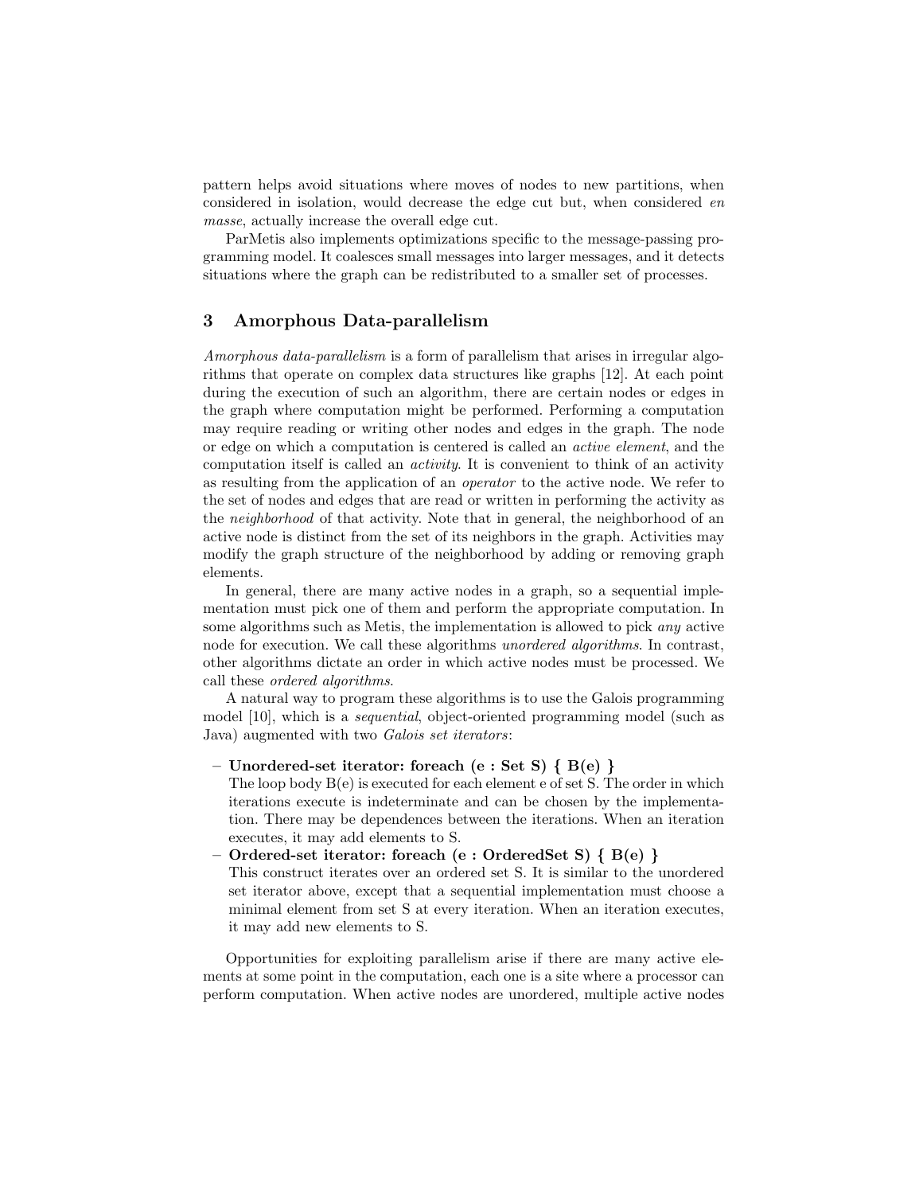pattern helps avoid situations where moves of nodes to new partitions, when considered in isolation, would decrease the edge cut but, when considered *en masse*, actually increase the overall edge cut.

ParMetis also implements optimizations specific to the message-passing programming model. It coalesces small messages into larger messages, and it detects situations where the graph can be redistributed to a smaller set of processes.

## 3 Amorphous Data-parallelism

*Amorphous data-parallelism* is a form of parallelism that arises in irregular algorithms that operate on complex data structures like graphs [12]. At each point during the execution of such an algorithm, there are certain nodes or edges in the graph where computation might be performed. Performing a computation may require reading or writing other nodes and edges in the graph. The node or edge on which a computation is centered is called an *active element*, and the computation itself is called an *activity*. It is convenient to think of an activity as resulting from the application of an *operator* to the active node. We refer to the set of nodes and edges that are read or written in performing the activity as the *neighborhood* of that activity. Note that in general, the neighborhood of an active node is distinct from the set of its neighbors in the graph. Activities may modify the graph structure of the neighborhood by adding or removing graph elements.

In general, there are many active nodes in a graph, so a sequential implementation must pick one of them and perform the appropriate computation. In some algorithms such as Metis, the implementation is allowed to pick *any* active node for execution. We call these algorithms *unordered algorithms*. In contrast, other algorithms dictate an order in which active nodes must be processed. We call these *ordered algorithms*.

A natural way to program these algorithms is to use the Galois programming model [10], which is a *sequential*, object-oriented programming model (such as Java) augmented with two *Galois set iterators*:

- **Unordered-set iterator: foreach (e : Set S) { B(e) }**
  The loop body B(e) is executed for each element e of set S. The order in which iterations execute is indeterminate and can be chosen by the implementation. There may be dependences between the iterations. When an iteration executes, it may add elements to S.
- **Ordered-set iterator: foreach (e : OrderedSet S) { B(e) }**
  This construct iterates over an ordered set S. It is similar to the unordered set iterator above, except that a sequential implementation must choose a minimal element from set S at every iteration. When an iteration executes, it may add new elements to S.

Opportunities for exploiting parallelism arise if there are many active elements at some point in the computation, each one is a site where a processor can perform computation. When active nodes are unordered, multiple active nodes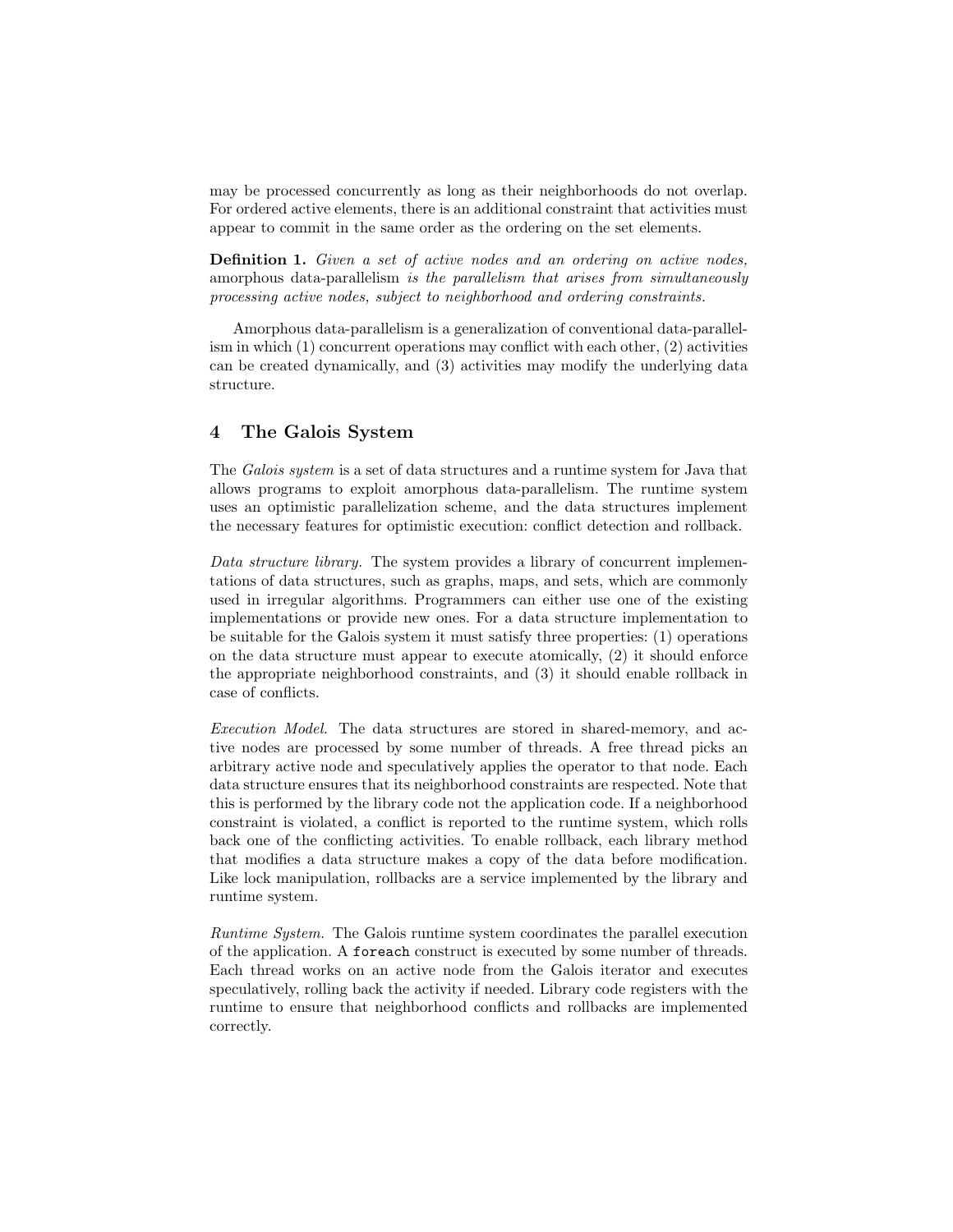may be processed concurrently as long as their neighborhoods do not overlap. For ordered active elements, there is an additional constraint that activities must appear to commit in the same order as the ordering on the set elements.

**Definition 1.** *Given a set of active nodes and an ordering on active nodes,* amorphous data-parallelism *is the parallelism that arises from simultaneously processing active nodes, subject to neighborhood and ordering constraints.*

Amorphous data-parallelism is a generalization of conventional data-parallelism in which (1) concurrent operations may conflict with each other, (2) activities can be created dynamically, and (3) activities may modify the underlying data structure.

## 4 The Galois System

The *Galois system* is a set of data structures and a runtime system for Java that allows programs to exploit amorphous data-parallelism. The runtime system uses an optimistic parallelization scheme, and the data structures implement the necessary features for optimistic execution: conflict detection and rollback.

*Data structure library.* The system provides a library of concurrent implementations of data structures, such as graphs, maps, and sets, which are commonly used in irregular algorithms. Programmers can either use one of the existing implementations or provide new ones. For a data structure implementation to be suitable for the Galois system it must satisfy three properties: (1) operations on the data structure must appear to execute atomically, (2) it should enforce the appropriate neighborhood constraints, and (3) it should enable rollback in case of conflicts.

*Execution Model.* The data structures are stored in shared-memory, and active nodes are processed by some number of threads. A free thread picks an arbitrary active node and speculatively applies the operator to that node. Each data structure ensures that its neighborhood constraints are respected. Note that this is performed by the library code not the application code. If a neighborhood constraint is violated, a conflict is reported to the runtime system, which rolls back one of the conflicting activities. To enable rollback, each library method that modifies a data structure makes a copy of the data before modification. Like lock manipulation, rollbacks are a service implemented by the library and runtime system.

*Runtime System.* The Galois runtime system coordinates the parallel execution of the application. A `foreach` construct is executed by some number of threads. Each thread works on an active node from the Galois iterator and executes speculatively, rolling back the activity if needed. Library code registers with the runtime to ensure that neighborhood conflicts and rollbacks are implemented correctly.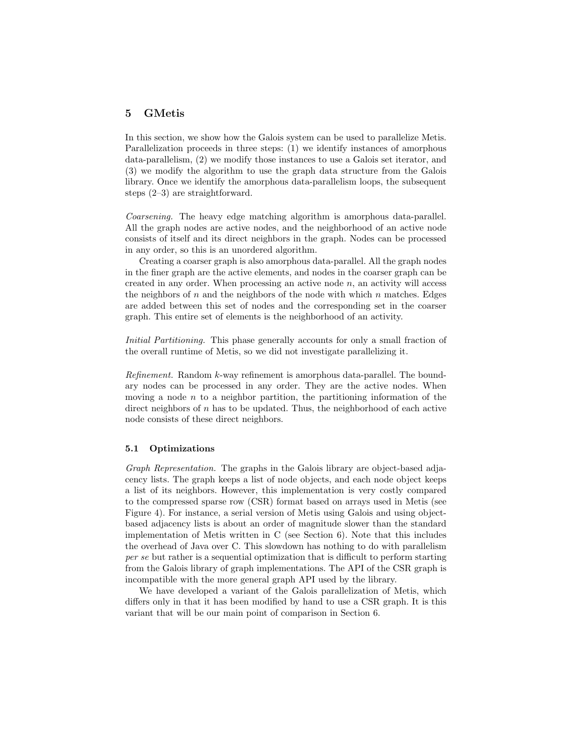## 5 GMetis

In this section, we show how the Galois system can be used to parallelize Metis. Parallelization proceeds in three steps: (1) we identify instances of amorphous data-parallelism, (2) we modify those instances to use a Galois set iterator, and (3) we modify the algorithm to use the graph data structure from the Galois library. Once we identify the amorphous data-parallelism loops, the subsequent steps (2–3) are straightforward.

*Coarsening.* The heavy edge matching algorithm is amorphous data-parallel. All the graph nodes are active nodes, and the neighborhood of an active node consists of itself and its direct neighbors in the graph. Nodes can be processed in any order, so this is an unordered algorithm.

Creating a coarser graph is also amorphous data-parallel. All the graph nodes in the finer graph are the active elements, and nodes in the coarser graph can be created in any order. When processing an active node $n$, an activity will access the neighbors of $n$ and the neighbors of the node with which $n$ matches. Edges are added between this set of nodes and the corresponding set in the coarser graph. This entire set of elements is the neighborhood of an activity.

*Initial Partitioning.* This phase generally accounts for only a small fraction of the overall runtime of Metis, so we did not investigate parallelizing it.

*Refinement.* Random $k$-way refinement is amorphous data-parallel. The boundary nodes can be processed in any order. They are the active nodes. When moving a node $n$ to a neighbor partition, the partitioning information of the direct neighbors of $n$ has to be updated. Thus, the neighborhood of each active node consists of these direct neighbors.

### 5.1 Optimizations

*Graph Representation.* The graphs in the Galois library are object-based adjacency lists. The graph keeps a list of node objects, and each node object keeps a list of its neighbors. However, this implementation is very costly compared to the compressed sparse row (CSR) format based on arrays used in Metis (see Figure 4). For instance, a serial version of Metis using Galois and using object-based adjacency lists is about an order of magnitude slower than the standard implementation of Metis written in C (see Section 6). Note that this includes the overhead of Java over C. This slowdown has nothing to do with parallelism *per se* but rather is a sequential optimization that is difficult to perform starting from the Galois library of graph implementations. The API of the CSR graph is incompatible with the more general graph API used by the library.

We have developed a variant of the Galois parallelization of Metis, which differs only in that it has been modified by hand to use a CSR graph. It is this variant that will be our main point of comparison in Section 6.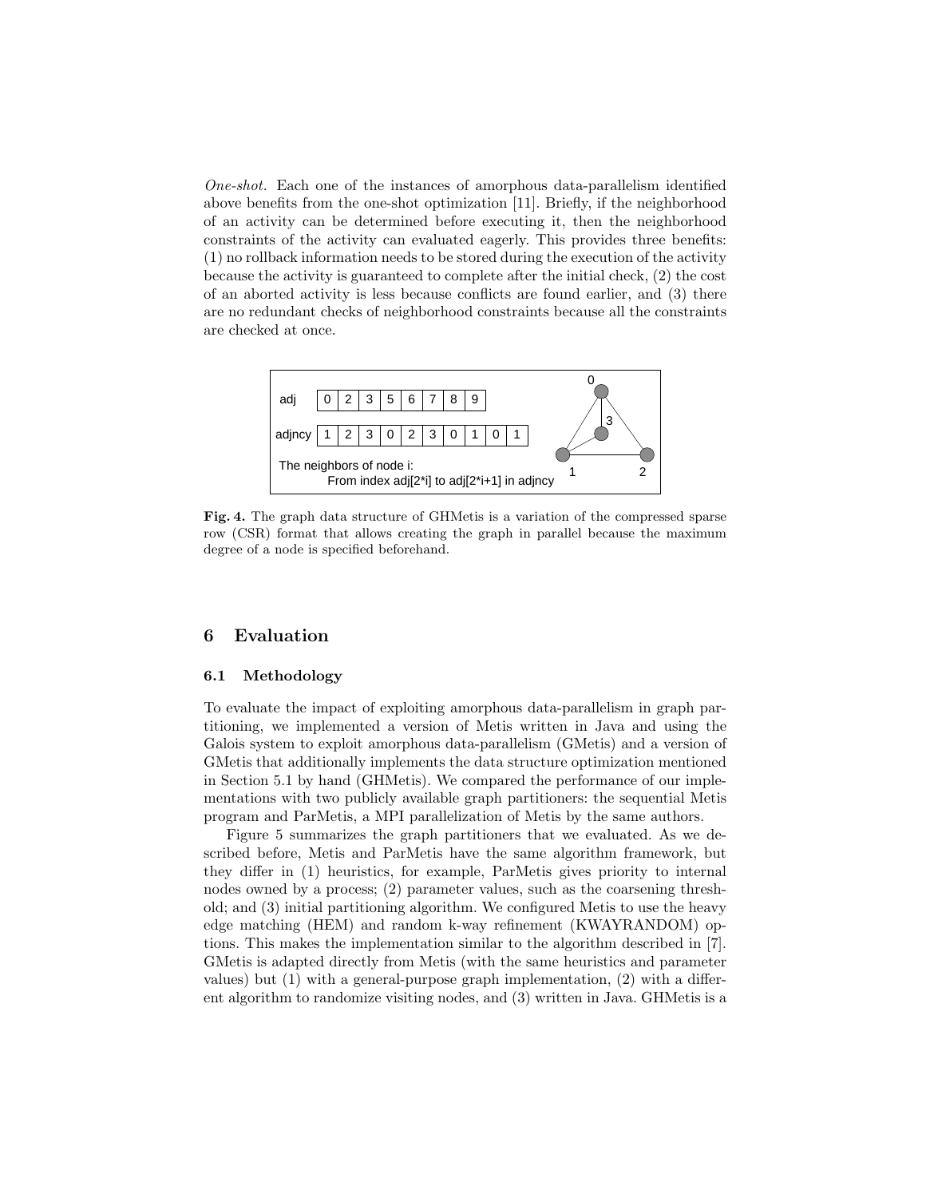*One-shot.* Each one of the instances of amorphous data-parallelism identified above benefits from the one-shot optimization [11]. Briefly, if the neighborhood of an activity can be determined before executing it, then the neighborhood constraints of the activity can evaluated eagerly. This provides three benefits: (1) no rollback information needs to be stored during the execution of the activity because the activity is guaranteed to complete after the initial check, (2) the cost of an aborted activity is less because conflicts are found earlier, and (3) there are no redundant checks of neighborhood constraints because all the constraints are checked at once.

| adj | 0 | 2 | 3 | 5 | 6 | 7 | 8 | 9 | | |
|---|---|---|---|---|---|---|---|---|---|---|
| adjncy | 1 | 2 | 3 | 0 | 2 | 3 | 0 | 1 | 0 | 1 |

The neighbors of node i:
From index adj[2*i] to adj[2*i+1] in adjncy

**Fig. 4.** The graph data structure of GHMetis is a variation of the compressed sparse row (CSR) format that allows creating the graph in parallel because the maximum degree of a node is specified beforehand.

## 6 Evaluation

### 6.1 Methodology

To evaluate the impact of exploiting amorphous data-parallelism in graph partitioning, we implemented a version of Metis written in Java and using the Galois system to exploit amorphous data-parallelism (GMetis) and a version of GMetis that additionally implements the data structure optimization mentioned in Section 5.1 by hand (GHMetis). We compared the performance of our implementations with two publicly available graph partitioners: the sequential Metis program and ParMetis, a MPI parallelization of Metis by the same authors.

Figure 5 summarizes the graph partitioners that we evaluated. As we described before, Metis and ParMetis have the same algorithm framework, but they differ in (1) heuristics, for example, ParMetis gives priority to internal nodes owned by a process; (2) parameter values, such as the coarsening threshold; and (3) initial partitioning algorithm. We configured Metis to use the heavy edge matching (HEM) and random k-way refinement (KWAYRANDOM) options. This makes the implementation similar to the algorithm described in [7]. GMetis is adapted directly from Metis (with the same heuristics and parameter values) but (1) with a general-purpose graph implementation, (2) with a different algorithm to randomize visiting nodes, and (3) written in Java. GHMetis is a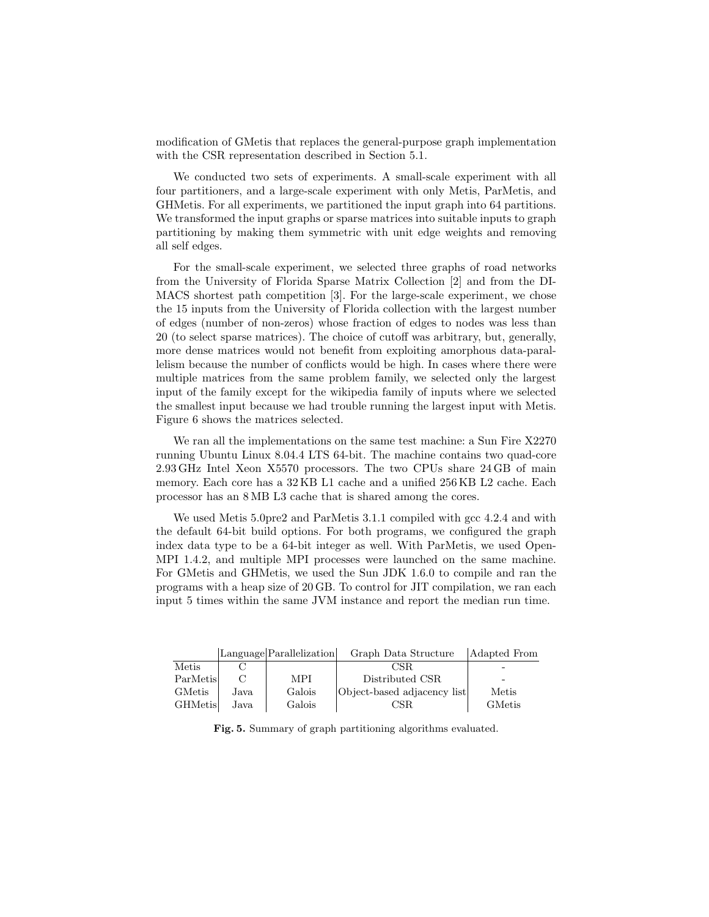modification of GMetis that replaces the general-purpose graph implementation with the CSR representation described in Section 5.1.

We conducted two sets of experiments. A small-scale experiment with all four partitioners, and a large-scale experiment with only Metis, ParMetis, and GHMetis. For all experiments, we partitioned the input graph into 64 partitions. We transformed the input graphs or sparse matrices into suitable inputs to graph partitioning by making them symmetric with unit edge weights and removing all self edges.

For the small-scale experiment, we selected three graphs of road networks from the University of Florida Sparse Matrix Collection [2] and from the DIMACS shortest path competition [3]. For the large-scale experiment, we chose the 15 inputs from the University of Florida collection with the largest number of edges (number of non-zeros) whose fraction of edges to nodes was less than 20 (to select sparse matrices). The choice of cutoff was arbitrary, but, generally, more dense matrices would not benefit from exploiting amorphous data-parallelism because the number of conflicts would be high. In cases where there were multiple matrices from the same problem family, we selected only the largest input of the family except for the wikipedia family of inputs where we selected the smallest input because we had trouble running the largest input with Metis. Figure 6 shows the matrices selected.

We ran all the implementations on the same test machine: a Sun Fire X2270 running Ubuntu Linux 8.04.4 LTS 64-bit. The machine contains two quad-core 2.93 GHz Intel Xeon X5570 processors. The two CPUs share 24 GB of main memory. Each core has a 32 KB L1 cache and a unified 256 KB L2 cache. Each processor has an 8 MB L3 cache that is shared among the cores.

We used Metis 5.0pre2 and ParMetis 3.1.1 compiled with gcc 4.2.4 and with the default 64-bit build options. For both programs, we configured the graph index data type to be a 64-bit integer as well. With ParMetis, we used OpenMPI 1.4.2, and multiple MPI processes were launched on the same machine. For GMetis and GHMetis, we used the Sun JDK 1.6.0 to compile and ran the programs with a heap size of 20 GB. To control for JIT compilation, we ran each input 5 times within the same JVM instance and report the median run time.

| | Language | Parallelization | Graph Data Structure | Adapted From |
|---|---|---|---|---|
| Metis | C | | CSR | - |
| ParMetis | C | MPI | Distributed CSR | - |
| GMetis | Java | Galois | Object-based adjacency list | Metis |
| GHMetis | Java | Galois | CSR | GMetis |

**Fig. 5.** Summary of graph partitioning algorithms evaluated.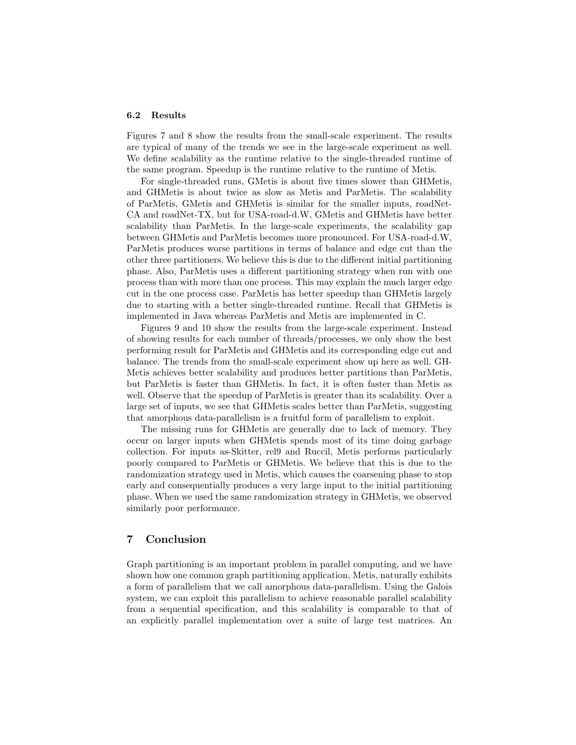### 6.2 Results

Figures 7 and 8 show the results from the small-scale experiment. The results are typical of many of the trends we see in the large-scale experiment as well. We define scalability as the runtime relative to the single-threaded runtime of the same program. Speedup is the runtime relative to the runtime of Metis.

For single-threaded runs, GMetis is about five times slower than GHMetis, and GHMetis is about twice as slow as Metis and ParMetis. The scalability of ParMetis, GMetis and GHMetis is similar for the smaller inputs, roadNet-CA and roadNet-TX, but for USA-road-d.W, GMetis and GHMetis have better scalability than ParMetis. In the large-scale experiments, the scalability gap between GHMetis and ParMetis becomes more pronounced. For USA-road-d.W, ParMetis produces worse partitions in terms of balance and edge cut than the other three partitioners. We believe this is due to the different initial partitioning phase. Also, ParMetis uses a different partitioning strategy when run with one process than with more than one process. This may explain the much larger edge cut in the one process case. ParMetis has better speedup than GHMetis largely due to starting with a better single-threaded runtime. Recall that GHMetis is implemented in Java whereas ParMetis and Metis are implemented in C.

Figures 9 and 10 show the results from the large-scale experiment. Instead of showing results for each number of threads/processes, we only show the best performing result for ParMetis and GHMetis and its corresponding edge cut and balance. The trends from the small-scale experiment show up here as well. GHMetis achieves better scalability and produces better partitions than ParMetis, but ParMetis is faster than GHMetis. In fact, it is often faster than Metis as well. Observe that the speedup of ParMetis is greater than its scalability. Over a large set of inputs, we see that GHMetis scales better than ParMetis, suggesting that amorphous data-parallelism is a fruitful form of parallelism to exploit.

The missing runs for GHMetis are generally due to lack of memory. They occur on larger inputs when GHMetis spends most of its time doing garbage collection. For inputs as-Skitter, rel9 and Ruccil, Metis performs particularly poorly compared to ParMetis or GHMetis. We believe that this is due to the randomization strategy used in Metis, which causes the coarsening phase to stop early and consequentially produces a very large input to the initial partitioning phase. When we used the same randomization strategy in GHMetis, we observed similarly poor performance.

## 7 Conclusion

Graph partitioning is an important problem in parallel computing, and we have shown how one common graph partitioning application, Metis, naturally exhibits a form of parallelism that we call amorphous data-parallelism. Using the Galois system, we can exploit this parallelism to achieve reasonable parallel scalability from a sequential specification, and this scalability is comparable to that of an explicitly parallel implementation over a suite of large test matrices. An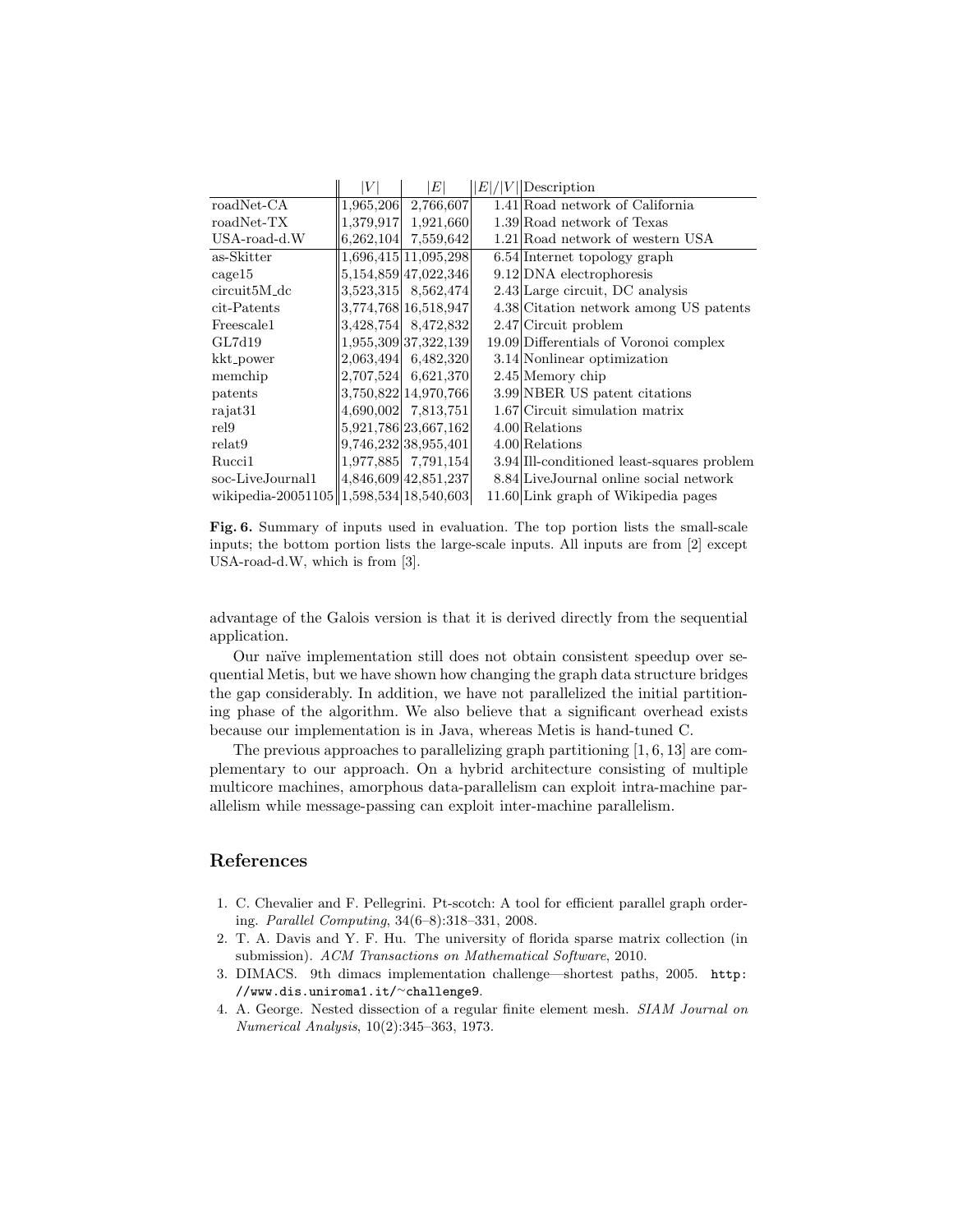| | $\|V\|$ | $\|E\|$ | $\|E\|/\|V\|$ | Description |
|---|---|---|---|---|
| roadNet-CA | 1,965,206 | 2,766,607 | 1.41 | Road network of California |
| roadNet-TX | 1,379,917 | 1,921,660 | 1.39 | Road network of Texas |
| USA-road-d.W | 6,262,104 | 7,559,642 | 1.21 | Road network of western USA |
| as-Skitter | 1,696,415 | 11,095,298 | 6.54 | Internet topology graph |
| cage15 | 5,154,859 | 47,022,346 | 9.12 | DNA electrophoresis |
| circuit5M_dc | 3,523,315 | 8,562,474 | 2.43 | Large circuit, DC analysis |
| cit-Patents | 3,774,768 | 16,518,947 | 4.38 | Citation network among US patents |
| Freescale1 | 3,428,754 | 8,472,832 | 2.47 | Circuit problem |
| GL7d19 | 1,955,309 | 37,322,139 | 19.09 | Differentials of Voronoi complex |
| kkt_power | 2,063,494 | 6,482,320 | 3.14 | Nonlinear optimization |
| memchip | 2,707,524 | 6,621,370 | 2.45 | Memory chip |
| patents | 3,750,822 | 14,970,766 | 3.99 | NBER US patent citations |
| rajat31 | 4,690,002 | 7,813,751 | 1.67 | Circuit simulation matrix |
| rel9 | 5,921,786 | 23,667,162 | 4.00 | Relations |
| relat9 | 9,746,232 | 38,955,401 | 4.00 | Relations |
| Rucci1 | 1,977,885 | 7,791,154 | 3.94 | Ill-conditioned least-squares problem |
| soc-LiveJournal1 | 4,846,609 | 42,851,237 | 8.84 | LiveJournal online social network |
| wikipedia-20051105 | 1,598,534 | 18,540,603 | 11.60 | Link graph of Wikipedia pages |

**Fig. 6.** Summary of inputs used in evaluation. The top portion lists the small-scale inputs; the bottom portion lists the large-scale inputs. All inputs are from [2] except USA-road-d.W, which is from [3].

advantage of the Galois version is that it is derived directly from the sequential application.

Our naïve implementation still does not obtain consistent speedup over sequential Metis, but we have shown how changing the graph data structure bridges the gap considerably. In addition, we have not parallelized the initial partitioning phase of the algorithm. We also believe that a significant overhead exists because our implementation is in Java, whereas Metis is hand-tuned C.

The previous approaches to parallelizing graph partitioning [1, 6, 13] are complementary to our approach. On a hybrid architecture consisting of multiple multicore machines, amorphous data-parallelism can exploit intra-machine parallelism while message-passing can exploit inter-machine parallelism.

## References

1. C. Chevalier and F. Pellegrini. Pt-scotch: A tool for efficient parallel graph ordering. *Parallel Computing*, 34(6–8):318–331, 2008.
2. T. A. Davis and Y. F. Hu. The university of florida sparse matrix collection (in submission). *ACM Transactions on Mathematical Software*, 2010.
3. DIMACS. 9th dimacs implementation challenge—shortest paths, 2005. `http://www.dis.uniroma1.it/~challenge9`.
4. A. George. Nested dissection of a regular finite element mesh. *SIAM Journal on Numerical Analysis*, 10(2):345–363, 1973.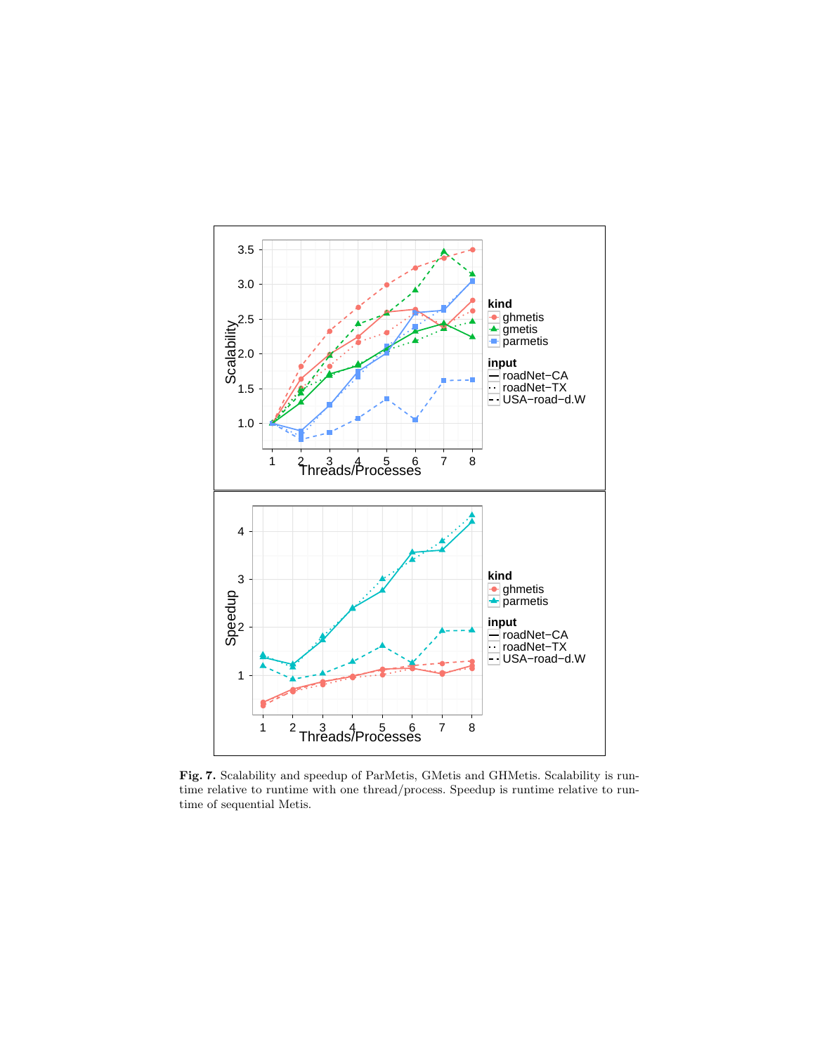**Fig. 7.** Scalability and speedup of ParMetis, GMetis and GHMetis. Scalability is runtime relative to runtime with one thread/process. Speedup is runtime relative to runtime of sequential Metis.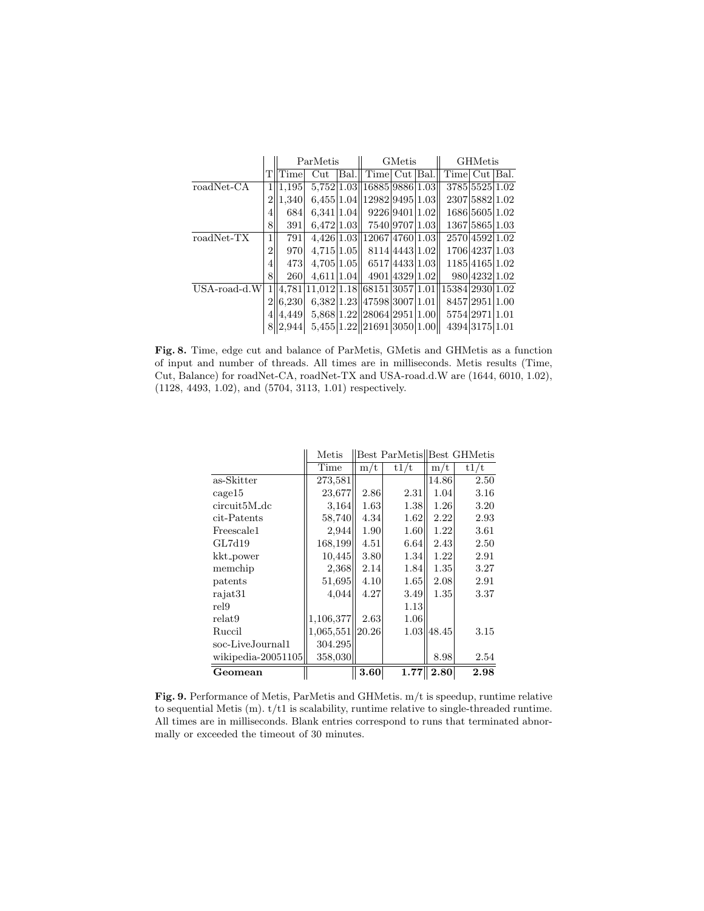| | T | ParMetis | | | GMetis | | | GHMetis | | |
|---|---|---|---|---|---|---|---|---|---|---|
| | | Time | Cut | Bal. | Time | Cut | Bal. | Time | Cut | Bal. |
| roadNet-CA | 1 | 1,195 | 5,752 | 1.03 | 16885 | 9886 | 1.03 | 3785 | 5525 | 1.02 |
| | 2 | 1,340 | 6,455 | 1.04 | 12982 | 9495 | 1.03 | 2307 | 5882 | 1.02 |
| | 4 | 684 | 6,341 | 1.04 | 9226 | 9401 | 1.02 | 1686 | 5605 | 1.02 |
| | 8 | 391 | 6,472 | 1.03 | 7540 | 9707 | 1.03 | 1367 | 5865 | 1.03 |
| roadNet-TX | 1 | 791 | 4,426 | 1.03 | 12067 | 4760 | 1.03 | 2570 | 4592 | 1.02 |
| | 2 | 970 | 4,715 | 1.05 | 8114 | 4443 | 1.02 | 1706 | 4237 | 1.03 |
| | 4 | 473 | 4,705 | 1.05 | 6517 | 4433 | 1.03 | 1185 | 4165 | 1.02 |
| | 8 | 260 | 4,611 | 1.04 | 4901 | 4329 | 1.02 | 980 | 4232 | 1.02 |
| USA-road-d.W | 1 | 4,781 | 11,012 | 1.18 | 68151 | 3057 | 1.01 | 15384 | 2930 | 1.02 |
| | 2 | 6,230 | 6,382 | 1.23 | 47598 | 3007 | 1.01 | 8457 | 2951 | 1.00 |
| | 4 | 4,449 | 5,868 | 1.22 | 28064 | 2951 | 1.00 | 5754 | 2971 | 1.01 |
| | 8 | 2,944 | 5,455 | 1.22 | 21691 | 3050 | 1.00 | 4394 | 3175 | 1.01 |

**Fig. 8.** Time, edge cut and balance of ParMetis, GMetis and GHMetis as a function of input and number of threads. All times are in milliseconds. Metis results (Time, Cut, Balance) for roadNet-CA, roadNet-TX and USA-road.d.W are (1644, 6010, 1.02), (1128, 4493, 1.02), and (5704, 3113, 1.01) respectively.

| | Metis | Best ParMetis | | Best GHMetis | |
|---|---|---|---|---|---|
| | Time | m/t | t1/t | m/t | t1/t |
| as-Skitter | 273,581 | | | 14.86 | 2.50 |
| cage15 | 23,677 | 2.86 | 2.31 | 1.04 | 3.16 |
| circuit5M_dc | 3,164 | 1.63 | 1.38 | 1.26 | 3.20 |
| cit-Patents | 58,740 | 4.34 | 1.62 | 2.22 | 2.93 |
| Freescale1 | 2,944 | 1.90 | 1.60 | 1.22 | 3.61 |
| GL7d19 | 168,199 | 4.51 | 6.64 | 2.43 | 2.50 |
| kkt_power | 10,445 | 3.80 | 1.34 | 1.22 | 2.91 |
| memchip | 2,368 | 2.14 | 1.84 | 1.35 | 3.27 |
| patents | 51,695 | 4.10 | 1.65 | 2.08 | 2.91 |
| rajat31 | 4,044 | 4.27 | 3.49 | 1.35 | 3.37 |
| rel9 | | | 1.13 | | |
| relat9 | 1,106,377 | 2.63 | 1.06 | | |
| Ruccil | 1,065,551 | 20.26 | 1.03 | 48.45 | 3.15 |
| soc-LiveJournal1 | 304.295 | | | | |
| wikipedia-20051105 | 358,030 | | | 8.98 | 2.54 |
| **Geomean** | | **3.60** | **1.77** | **2.80** | **2.98** |

**Fig. 9.** Performance of Metis, ParMetis and GHMetis. m/t is speedup, runtime relative to sequential Metis (m). t/t1 is scalability, runtime relative to single-threaded runtime. All times are in milliseconds. Blank entries correspond to runs that terminated abnormally or exceeded the timeout of 30 minutes.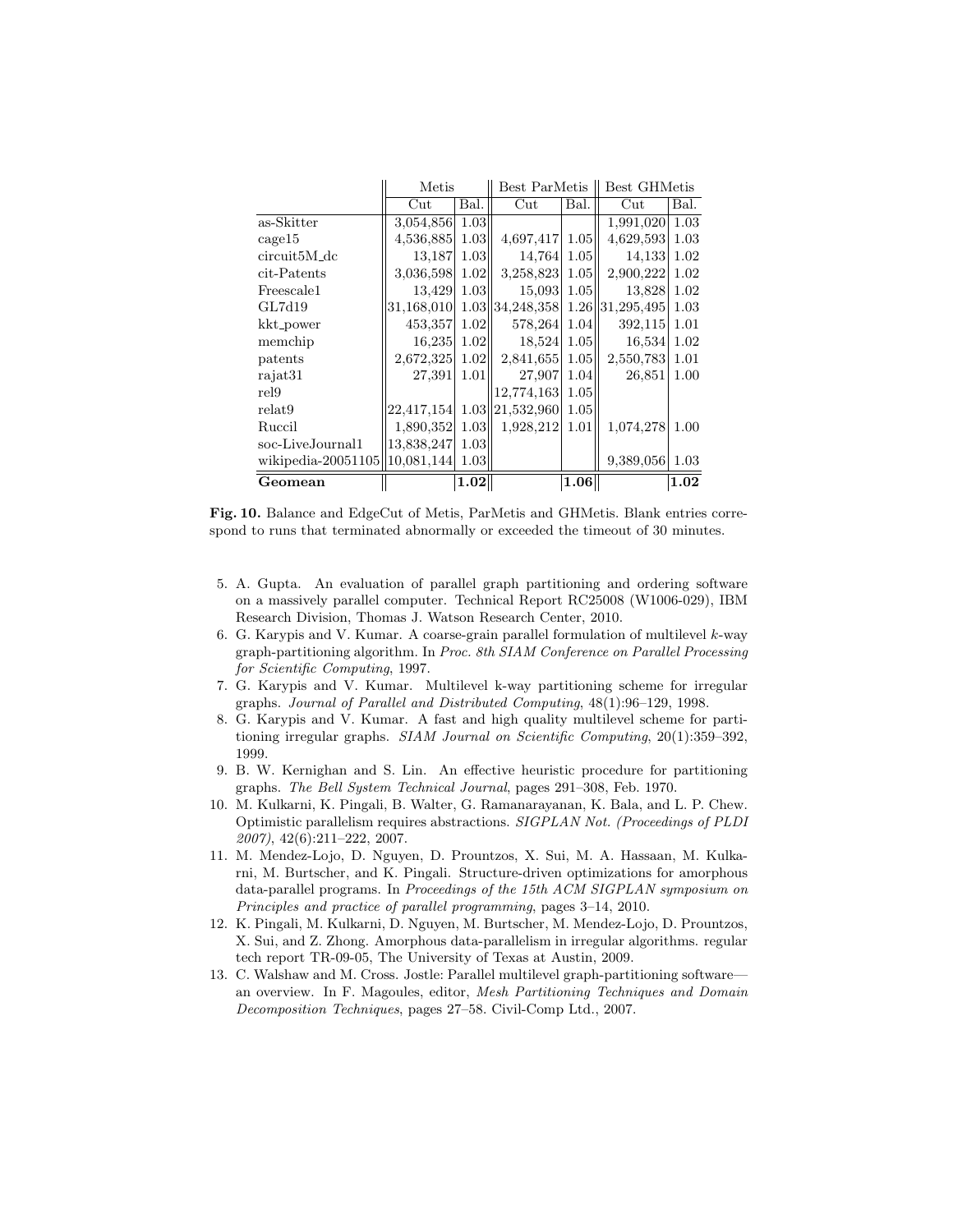| | Metis | | Best ParMetis | | Best GHMetis | |
|---|---|---|---|---|---|---|
| | Cut | Bal. | Cut | Bal. | Cut | Bal. |
| as-Skitter | 3,054,856 | 1.03 | | | 1,991,020 | 1.03 |
| cage15 | 4,536,885 | 1.03 | 4,697,417 | 1.05 | 4,629,593 | 1.03 |
| circuit5M_dc | 13,187 | 1.03 | 14,764 | 1.05 | 14,133 | 1.02 |
| cit-Patents | 3,036,598 | 1.02 | 3,258,823 | 1.05 | 2,900,222 | 1.02 |
| Freescale1 | 13,429 | 1.03 | 15,093 | 1.05 | 13,828 | 1.02 |
| GL7d19 | 31,168,010 | 1.03 | 34,248,358 | 1.26 | 31,295,495 | 1.03 |
| kkt_power | 453,357 | 1.02 | 578,264 | 1.04 | 392,115 | 1.01 |
| memchip | 16,235 | 1.02 | 18,524 | 1.05 | 16,534 | 1.02 |
| patents | 2,672,325 | 1.02 | 2,841,655 | 1.05 | 2,550,783 | 1.01 |
| rajat31 | 27,391 | 1.01 | 27,907 | 1.04 | 26,851 | 1.00 |
| rel9 | | | 12,774,163 | 1.05 | | |
| relat9 | 22,417,154 | 1.03 | 21,532,960 | 1.05 | | |
| Ruccil | 1,890,352 | 1.03 | 1,928,212 | 1.01 | 1,074,278 | 1.00 |
| soc-LiveJournal1 | 13,838,247 | 1.03 | | | | |
| wikipedia-20051105 | 10,081,144 | 1.03 | | | 9,389,056 | 1.03 |
| **Geomean** | | **1.02** | | **1.06** | | **1.02** |

**Fig. 10.** Balance and EdgeCut of Metis, ParMetis and GHMetis. Blank entries correspond to runs that terminated abnormally or exceeded the timeout of 30 minutes.

5. A. Gupta. An evaluation of parallel graph partitioning and ordering software on a massively parallel computer. Technical Report RC25008 (W1006-029), IBM Research Division, Thomas J. Watson Research Center, 2010.
6. G. Karypis and V. Kumar. A coarse-grain parallel formulation of multilevel $k$-way graph-partitioning algorithm. In *Proc. 8th SIAM Conference on Parallel Processing for Scientific Computing*, 1997.
7. G. Karypis and V. Kumar. Multilevel k-way partitioning scheme for irregular graphs. *Journal of Parallel and Distributed Computing*, 48(1):96–129, 1998.
8. G. Karypis and V. Kumar. A fast and high quality multilevel scheme for partitioning irregular graphs. *SIAM Journal on Scientific Computing*, 20(1):359–392, 1999.
9. B. W. Kernighan and S. Lin. An effective heuristic procedure for partitioning graphs. *The Bell System Technical Journal*, pages 291–308, Feb. 1970.
10. M. Kulkarni, K. Pingali, B. Walter, G. Ramanarayanan, K. Bala, and L. P. Chew. Optimistic parallelism requires abstractions. *SIGPLAN Not. (Proceedings of PLDI 2007)*, 42(6):211–222, 2007.
11. M. Mendez-Lojo, D. Nguyen, D. Prountzos, X. Sui, M. A. Hassaan, M. Kulkarni, M. Burtscher, and K. Pingali. Structure-driven optimizations for amorphous data-parallel programs. In *Proceedings of the 15th ACM SIGPLAN symposium on Principles and practice of parallel programming*, pages 3–14, 2010.
12. K. Pingali, M. Kulkarni, D. Nguyen, M. Burtscher, M. Mendez-Lojo, D. Prountzos, X. Sui, and Z. Zhong. Amorphous data-parallelism in irregular algorithms. regular tech report TR-09-05, The University of Texas at Austin, 2009.
13. C. Walshaw and M. Cross. Jostle: Parallel multilevel graph-partitioning software—an overview. In F. Magoules, editor, *Mesh Partitioning Techniques and Domain Decomposition Techniques*, pages 27–58. Civil-Comp Ltd., 2007.